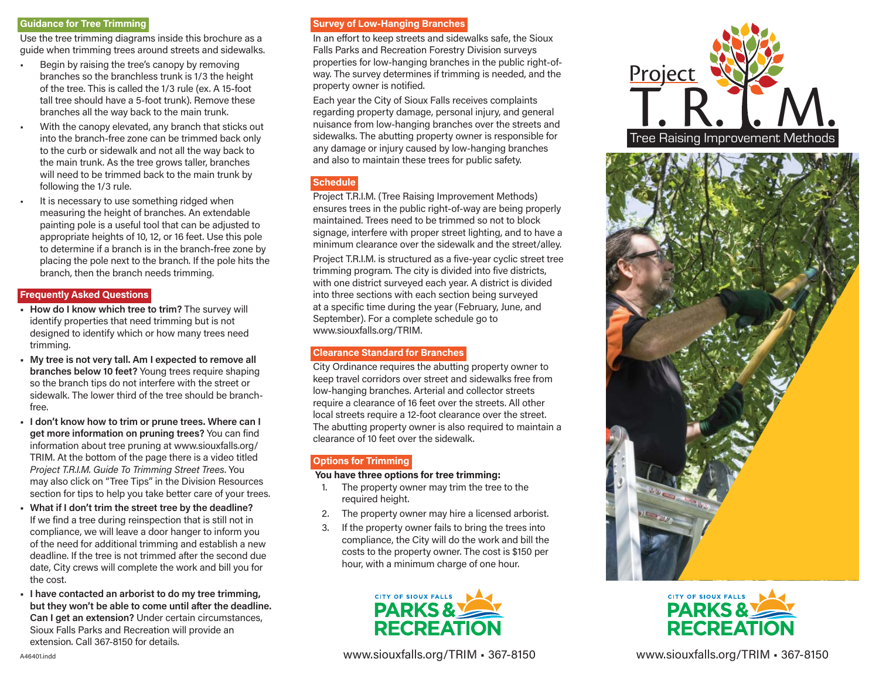## Guidance for Tree Trimming

Use the tree trimming diagrams inside this brochure as a guide when trimming trees around streets and sidewalks.

- Begin by raising the tree's canopy by removing branches so the branchless trunk is 1/3 the height of the tree. This is called the 1/3 rule (ex. A 15-foot tall tree should have a 5-foot trunk). Remove these branches all the way back to the main trunk.
- With the canopy elevated, any branch that sticks out into the branch-free zone can be trimmed back only to the curb or sidewalk and not all the way back to the main trunk. As the tree grows taller, branches will need to be trimmed back to the main trunk by following the 1/3 rule.
- It is necessary to use something ridged when measuring the height of branches. An extendable painting pole is a useful tool that can be adjusted to appropriate heights of 10, 12, or 16 feet. Use this pole to determine if a branch is in the branch-free zone by placing the pole next to the branch. If the pole hits the branch, then the branch needs trimming.

## Frequently Asked Questions

- **How do I know which tree to trim?** The survey will identify properties that need trimming but is not designed to identify which or how many trees need trimming.
- **My tree is not very tall. Am I expected to remove all branches below 10 feet?** Young trees require shaping so the branch tips do not interfere with the street or sidewalk. The lower third of the tree should be branch-free.
- **I don't know how to trim or prune trees. Where can I get more information on pruning trees?** You can find information about tree pruning at www.siouxfalls.org/TRIM. At the bottom of the page there is a video titled *Project T.R.I.M. Guide To Trimming Street Trees*. You may also click on "Tree Tips" in the Division Resources section for tips to help you take better care of your trees.
- **What if I don't trim the street tree by the deadline?** If we find a tree during reinspection that is still not in compliance, we will leave a door hanger to inform you of the need for additional trimming and establish a new deadline. If the tree is not trimmed after the second due date, City crews will complete the work and bill you for the cost.
- **I have contacted an arborist to do my tree trimming, but they won't be able to come until after the deadline. Can I get an extension?** Under certain circumstances, Sioux Falls Parks and Recreation will provide an extension. Call 367-8150 for details.

## Survey of Low-Hanging Branches

In an effort to keep streets and sidewalks safe, the Sioux Falls Parks and Recreation Forestry Division surveys properties for low-hanging branches in the public right-of-way. The survey determines if trimming is needed, and the property owner is notified.

Each year the City of Sioux Falls receives complaints regarding property damage, personal injury, and general nuisance from low-hanging branches over the streets and sidewalks. The abutting property owner is responsible for any damage or injury caused by low-hanging branches and also to maintain these trees for public safety.

## Schedule

Project T.R.I.M. (Tree Raising Improvement Methods) ensures trees in the public right-of-way are being properly maintained. Trees need to be trimmed so not to block signage, interfere with proper street lighting, and to have a minimum clearance over the sidewalk and the street/alley.

Project T.R.I.M. is structured as a five-year cyclic street tree trimming program. The city is divided into five districts, with one district surveyed each year. A district is divided into three sections with each section being surveyed at a specific time during the year (February, June, and September). For a complete schedule go to www.siouxfalls.org/TRIM.

## Clearance Standard for Branches

City Ordinance requires the abutting property owner to keep travel corridors over street and sidewalks free from low-hanging branches. Arterial and collector streets require a clearance of 16 feet over the streets. All other local streets require a 12-foot clearance over the street. The abutting property owner is also required to maintain a clearance of 10 feet over the sidewalk.

## Options for Trimming

**You have three options for tree trimming:**

1. The property owner may trim the tree to the required height.
2. The property owner may hire a licensed arborist.
3. If the property owner fails to bring the trees into compliance, the City will do the work and bill the costs to the property owner. The cost is $150 per hour, with a minimum charge of one hour.

CITY OF SIOUX FALLS PARKS & RECREATION

www.siouxfalls.org/TRIM ▪ 367-8150

# Project T.R.I.M.

Tree Raising Improvement Methods

CITY OF SIOUX FALLS PARKS & RECREATION

www.siouxfalls.org/TRIM ▪ 367-8150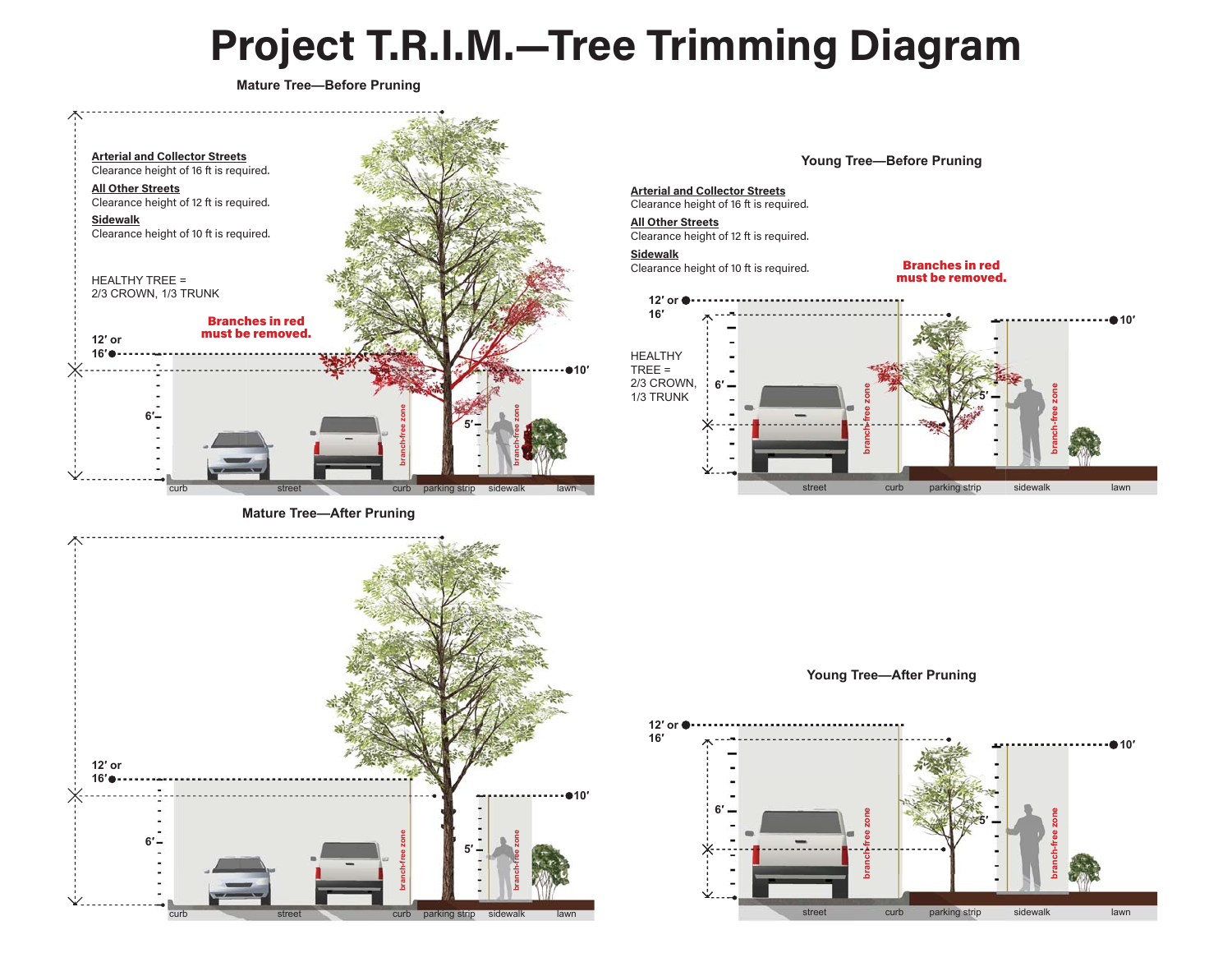# Project T.R.I.M.—Tree Trimming Diagram

## Mature Tree—Before Pruning

**Arterial and Collector Streets**
Clearance height of 16 ft is required.

**All Other Streets**
Clearance height of 12 ft is required.

**Sidewalk**
Clearance height of 10 ft is required.

HEALTHY TREE =
2/3 CROWN, 1/3 TRUNK

**Branches in red must be removed.**

12′ or
16′

10′

6′

5′

branch-free zone

branch-free zone

curb street curb parking strip sidewalk lawn

## Young Tree—Before Pruning

**Arterial and Collector Streets**
Clearance height of 16 ft is required.

**All Other Streets**
Clearance height of 12 ft is required.

**Sidewalk**
Clearance height of 10 ft is required.

**Branches in red must be removed.**

12′ or
16′

10′

HEALTHY TREE =
2/3 CROWN,
1/3 TRUNK

6′

5′

branch-free zone

branch-free zone

street curb parking strip sidewalk lawn

## Mature Tree—After Pruning

12′ or
16′

10′

6′

5′

branch-free zone

branch-free zone

curb street curb parking strip sidewalk lawn

## Young Tree—After Pruning

12′ or
16′

10′

6′

5′

branch-free zone

branch-free zone

street curb parking strip sidewalk lawn